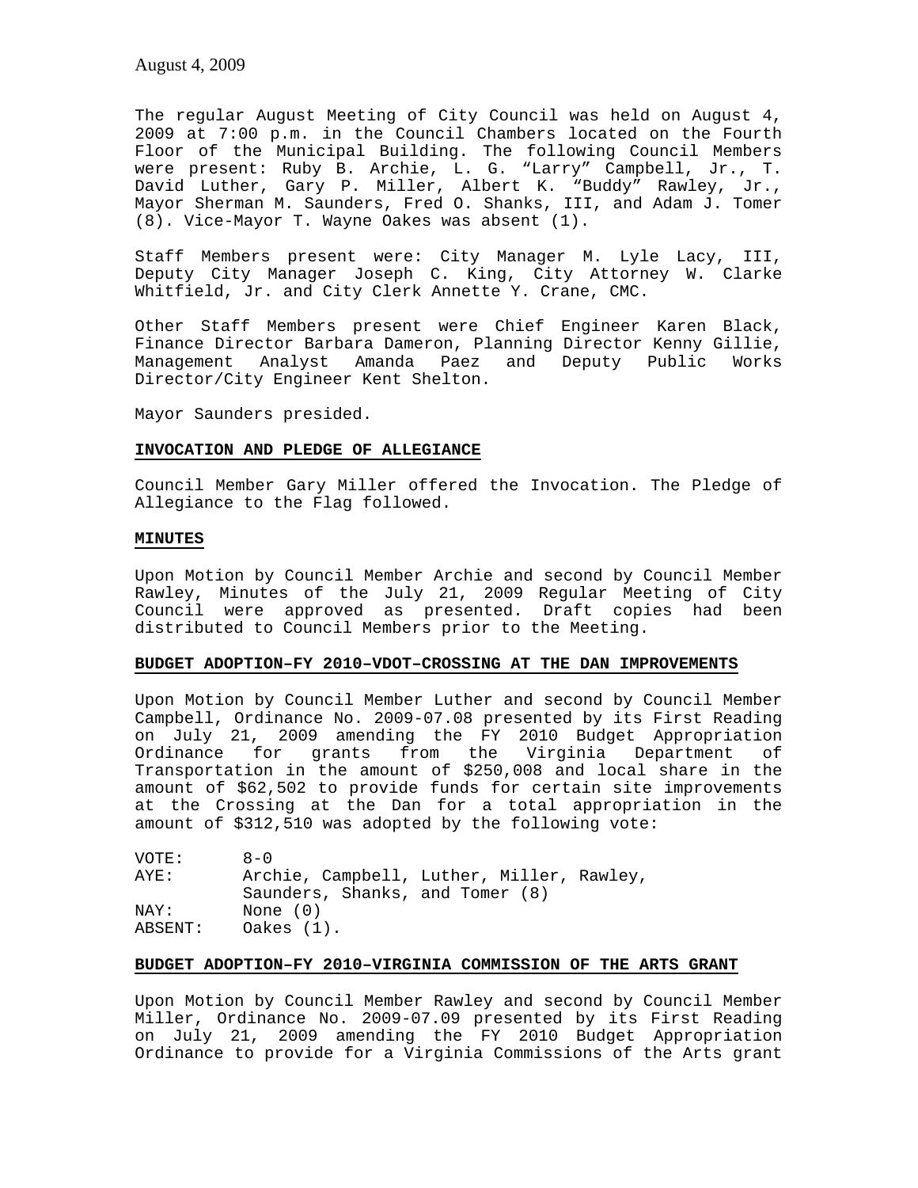August 4, 2009

The regular August Meeting of City Council was held on August 4, 2009 at 7:00 p.m. in the Council Chambers located on the Fourth Floor of the Municipal Building. The following Council Members were present: Ruby B. Archie, L. G. "Larry" Campbell, Jr., T. David Luther, Gary P. Miller, Albert K. "Buddy" Rawley, Jr., Mayor Sherman M. Saunders, Fred O. Shanks, III, and Adam J. Tomer (8). Vice-Mayor T. Wayne Oakes was absent (1).

Staff Members present were: City Manager M. Lyle Lacy, III, Deputy City Manager Joseph C. King, City Attorney W. Clarke Whitfield, Jr. and City Clerk Annette Y. Crane, CMC.

Other Staff Members present were Chief Engineer Karen Black, Finance Director Barbara Dameron, Planning Director Kenny Gillie, Management Analyst Amanda Paez and Deputy Public Works Director/City Engineer Kent Shelton.

Mayor Saunders presided.

**INVOCATION AND PLEDGE OF ALLEGIANCE**

Council Member Gary Miller offered the Invocation. The Pledge of Allegiance to the Flag followed.

**MINUTES**

Upon Motion by Council Member Archie and second by Council Member Rawley, Minutes of the July 21, 2009 Regular Meeting of City Council were approved as presented. Draft copies had been distributed to Council Members prior to the Meeting.

**BUDGET ADOPTION–FY 2010–VDOT–CROSSING AT THE DAN IMPROVEMENTS**

Upon Motion by Council Member Luther and second by Council Member Campbell, Ordinance No. 2009-07.08 presented by its First Reading on July 21, 2009 amending the FY 2010 Budget Appropriation Ordinance for grants from the Virginia Department of Transportation in the amount of $250,008 and local share in the amount of $62,502 to provide funds for certain site improvements at the Crossing at the Dan for a total appropriation in the amount of $312,510 was adopted by the following vote:

VOTE: 8-0
AYE: Archie, Campbell, Luther, Miller, Rawley, Saunders, Shanks, and Tomer (8)
NAY: None (0)
ABSENT: Oakes (1).

**BUDGET ADOPTION–FY 2010–VIRGINIA COMMISSION OF THE ARTS GRANT**

Upon Motion by Council Member Rawley and second by Council Member Miller, Ordinance No. 2009-07.09 presented by its First Reading on July 21, 2009 amending the FY 2010 Budget Appropriation Ordinance to provide for a Virginia Commissions of the Arts grant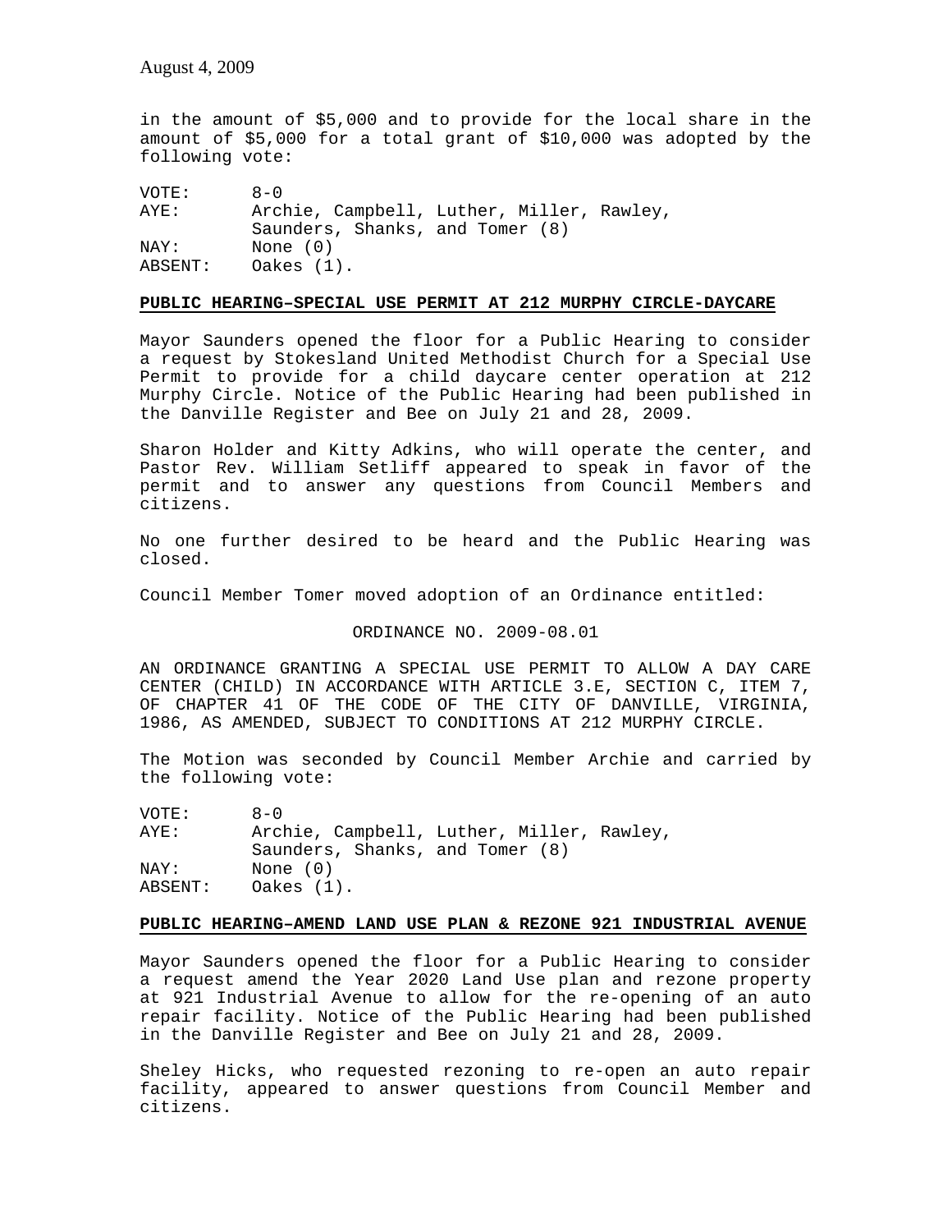in the amount of $5,000 and to provide for the local share in the amount of $5,000 for a total grant of $10,000 was adopted by the following vote:

| | |
|---|---|
| VOTE: | 8-0 |
| AYE: | Archie, Campbell, Luther, Miller, Rawley, Saunders, Shanks, and Tomer (8) |
| NAY: | None (0) |
| ABSENT: | Oakes (1). |

**PUBLIC HEARING–SPECIAL USE PERMIT AT 212 MURPHY CIRCLE-DAYCARE**

Mayor Saunders opened the floor for a Public Hearing to consider a request by Stokesland United Methodist Church for a Special Use Permit to provide for a child daycare center operation at 212 Murphy Circle. Notice of the Public Hearing had been published in the Danville Register and Bee on July 21 and 28, 2009.

Sharon Holder and Kitty Adkins, who will operate the center, and Pastor Rev. William Setliff appeared to speak in favor of the permit and to answer any questions from Council Members and citizens.

No one further desired to be heard and the Public Hearing was closed.

Council Member Tomer moved adoption of an Ordinance entitled:

ORDINANCE NO. 2009-08.01

AN ORDINANCE GRANTING A SPECIAL USE PERMIT TO ALLOW A DAY CARE CENTER (CHILD) IN ACCORDANCE WITH ARTICLE 3.E, SECTION C, ITEM 7, OF CHAPTER 41 OF THE CODE OF THE CITY OF DANVILLE, VIRGINIA, 1986, AS AMENDED, SUBJECT TO CONDITIONS AT 212 MURPHY CIRCLE.

The Motion was seconded by Council Member Archie and carried by the following vote:

| | |
|---|---|
| VOTE: | 8-0 |
| AYE: | Archie, Campbell, Luther, Miller, Rawley, Saunders, Shanks, and Tomer (8) |
| NAY: | None (0) |
| ABSENT: | Oakes (1). |

**PUBLIC HEARING–AMEND LAND USE PLAN & REZONE 921 INDUSTRIAL AVENUE**

Mayor Saunders opened the floor for a Public Hearing to consider a request amend the Year 2020 Land Use plan and rezone property at 921 Industrial Avenue to allow for the re-opening of an auto repair facility. Notice of the Public Hearing had been published in the Danville Register and Bee on July 21 and 28, 2009.

Sheley Hicks, who requested rezoning to re-open an auto repair facility, appeared to answer questions from Council Member and citizens.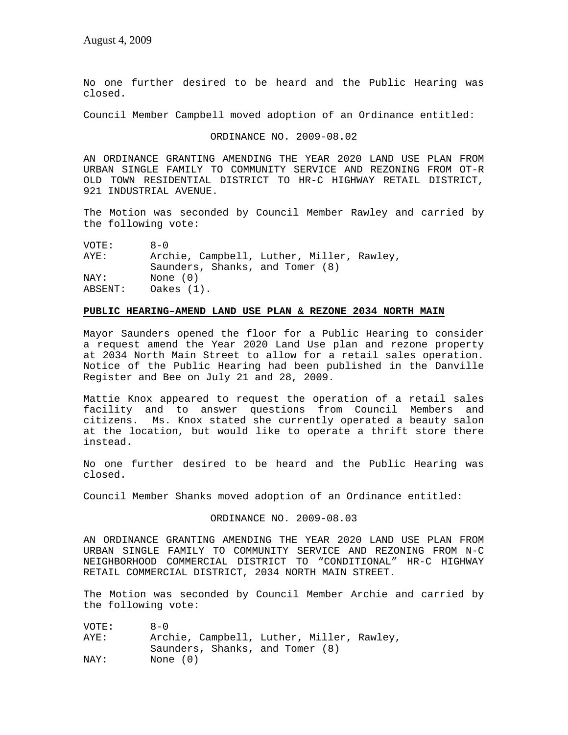No one further desired to be heard and the Public Hearing was closed.

Council Member Campbell moved adoption of an Ordinance entitled:

ORDINANCE NO. 2009-08.02

AN ORDINANCE GRANTING AMENDING THE YEAR 2020 LAND USE PLAN FROM URBAN SINGLE FAMILY TO COMMUNITY SERVICE AND REZONING FROM OT-R OLD TOWN RESIDENTIAL DISTRICT TO HR-C HIGHWAY RETAIL DISTRICT, 921 INDUSTRIAL AVENUE.

The Motion was seconded by Council Member Rawley and carried by the following vote:

VOTE: 8-0
AYE: Archie, Campbell, Luther, Miller, Rawley, Saunders, Shanks, and Tomer (8)
NAY: None (0)
ABSENT: Oakes (1).

**PUBLIC HEARING–AMEND LAND USE PLAN & REZONE 2034 NORTH MAIN**

Mayor Saunders opened the floor for a Public Hearing to consider a request amend the Year 2020 Land Use plan and rezone property at 2034 North Main Street to allow for a retail sales operation. Notice of the Public Hearing had been published in the Danville Register and Bee on July 21 and 28, 2009.

Mattie Knox appeared to request the operation of a retail sales facility and to answer questions from Council Members and citizens. Ms. Knox stated she currently operated a beauty salon at the location, but would like to operate a thrift store there instead.

No one further desired to be heard and the Public Hearing was closed.

Council Member Shanks moved adoption of an Ordinance entitled:

ORDINANCE NO. 2009-08.03

AN ORDINANCE GRANTING AMENDING THE YEAR 2020 LAND USE PLAN FROM URBAN SINGLE FAMILY TO COMMUNITY SERVICE AND REZONING FROM N-C NEIGHBORHOOD COMMERCIAL DISTRICT TO "CONDITIONAL" HR-C HIGHWAY RETAIL COMMERCIAL DISTRICT, 2034 NORTH MAIN STREET.

The Motion was seconded by Council Member Archie and carried by the following vote:

VOTE: 8-0
AYE: Archie, Campbell, Luther, Miller, Rawley, Saunders, Shanks, and Tomer (8)
NAY: None (0)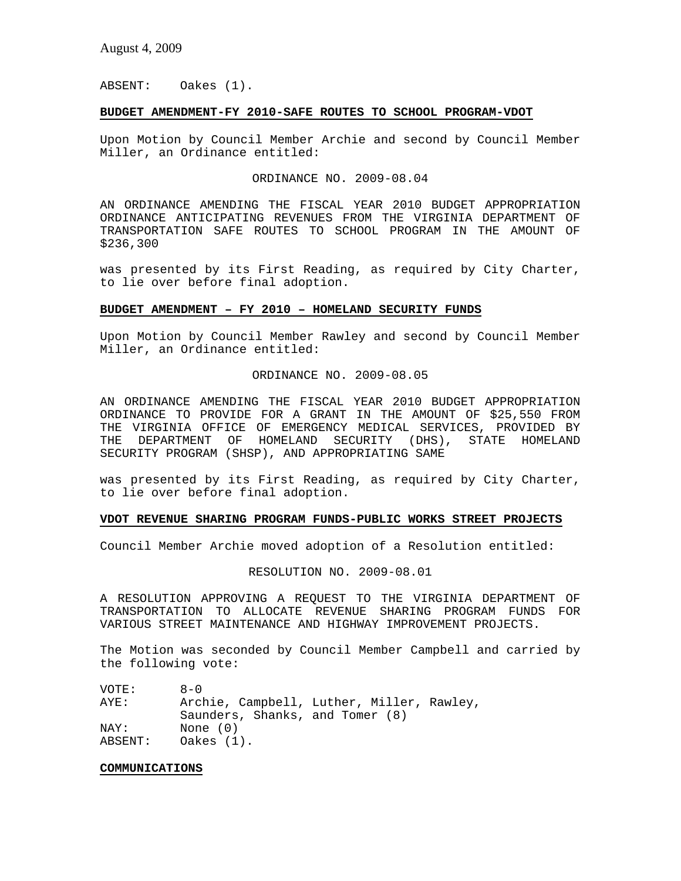ABSENT: Oakes (1).

**BUDGET AMENDMENT-FY 2010-SAFE ROUTES TO SCHOOL PROGRAM-VDOT**

Upon Motion by Council Member Archie and second by Council Member Miller, an Ordinance entitled:

ORDINANCE NO. 2009-08.04

AN ORDINANCE AMENDING THE FISCAL YEAR 2010 BUDGET APPROPRIATION ORDINANCE ANTICIPATING REVENUES FROM THE VIRGINIA DEPARTMENT OF TRANSPORTATION SAFE ROUTES TO SCHOOL PROGRAM IN THE AMOUNT OF $236,300

was presented by its First Reading, as required by City Charter, to lie over before final adoption.

**BUDGET AMENDMENT – FY 2010 – HOMELAND SECURITY FUNDS**

Upon Motion by Council Member Rawley and second by Council Member Miller, an Ordinance entitled:

ORDINANCE NO. 2009-08.05

AN ORDINANCE AMENDING THE FISCAL YEAR 2010 BUDGET APPROPRIATION ORDINANCE TO PROVIDE FOR A GRANT IN THE AMOUNT OF $25,550 FROM THE VIRGINIA OFFICE OF EMERGENCY MEDICAL SERVICES, PROVIDED BY THE DEPARTMENT OF HOMELAND SECURITY (DHS), STATE HOMELAND SECURITY PROGRAM (SHSP), AND APPROPRIATING SAME

was presented by its First Reading, as required by City Charter, to lie over before final adoption.

**VDOT REVENUE SHARING PROGRAM FUNDS-PUBLIC WORKS STREET PROJECTS**

Council Member Archie moved adoption of a Resolution entitled:

RESOLUTION NO. 2009-08.01

A RESOLUTION APPROVING A REQUEST TO THE VIRGINIA DEPARTMENT OF TRANSPORTATION TO ALLOCATE REVENUE SHARING PROGRAM FUNDS FOR VARIOUS STREET MAINTENANCE AND HIGHWAY IMPROVEMENT PROJECTS.

The Motion was seconded by Council Member Campbell and carried by the following vote:

VOTE: 8-0
AYE: Archie, Campbell, Luther, Miller, Rawley, Saunders, Shanks, and Tomer (8)
NAY: None (0)
ABSENT: Oakes (1).

**COMMUNICATIONS**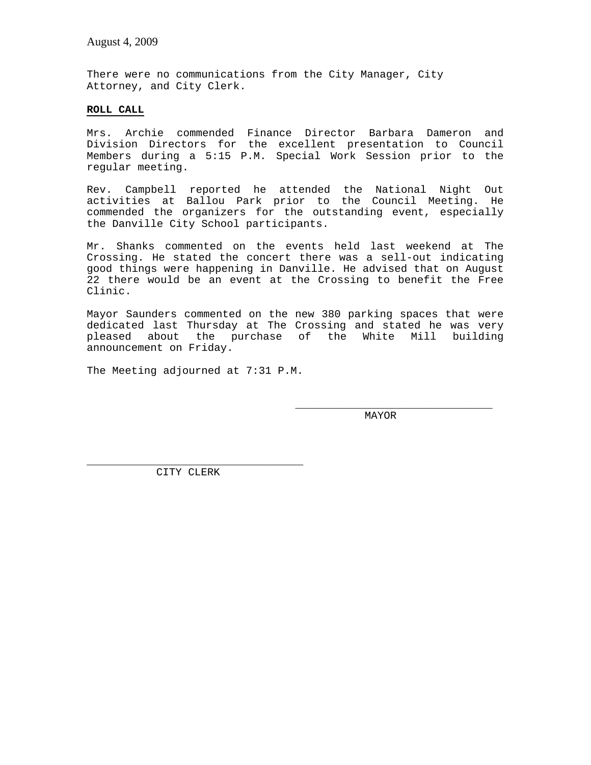There were no communications from the City Manager, City Attorney, and City Clerk.

**ROLL CALL**

Mrs. Archie commended Finance Director Barbara Dameron and Division Directors for the excellent presentation to Council Members during a 5:15 P.M. Special Work Session prior to the regular meeting.

Rev. Campbell reported he attended the National Night Out activities at Ballou Park prior to the Council Meeting. He commended the organizers for the outstanding event, especially the Danville City School participants.

Mr. Shanks commented on the events held last weekend at The Crossing. He stated the concert there was a sell-out indicating good things were happening in Danville. He advised that on August 22 there would be an event at the Crossing to benefit the Free Clinic.

Mayor Saunders commented on the new 380 parking spaces that were dedicated last Thursday at The Crossing and stated he was very pleased about the purchase of the White Mill building announcement on Friday.

The Meeting adjourned at 7:31 P.M.

\_\_\_\_\_\_\_\_\_\_\_\_\_\_\_\_\_\_\_\_\_\_\_\_\_\_\_\_\_\_\_\_
MAYOR

\_\_\_\_\_\_\_\_\_\_\_\_\_\_\_\_\_\_\_\_\_\_\_\_\_\_\_\_\_\_\_\_\_\_\_
CITY CLERK